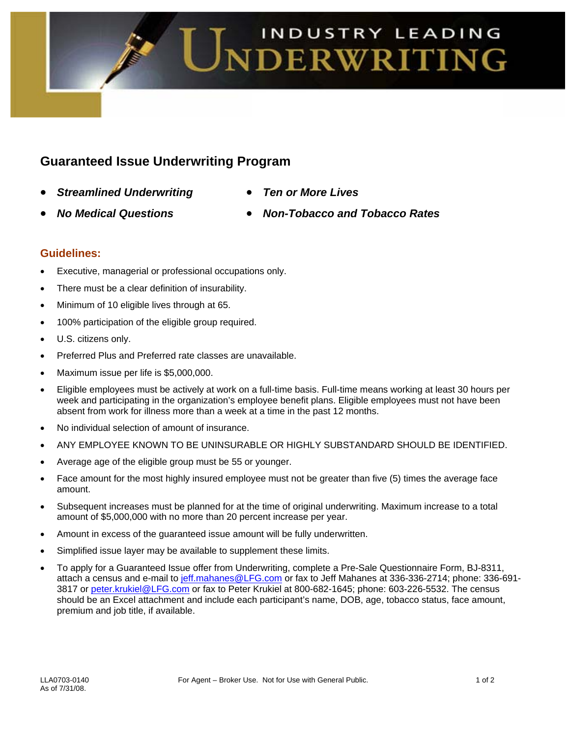# INDUSTRY LEADING UNDERWRITING

## Guaranteed Issue Underwriting Program

- ***Streamlined Underwriting***
- ***No Medical Questions***
- ***Ten or More Lives***
- ***Non-Tobacco and Tobacco Rates***

### Guidelines:

- Executive, managerial or professional occupations only.
- There must be a clear definition of insurability.
- Minimum of 10 eligible lives through at 65.
- 100% participation of the eligible group required.
- U.S. citizens only.
- Preferred Plus and Preferred rate classes are unavailable.
- Maximum issue per life is $5,000,000.
- Eligible employees must be actively at work on a full-time basis. Full-time means working at least 30 hours per week and participating in the organization's employee benefit plans. Eligible employees must not have been absent from work for illness more than a week at a time in the past 12 months.
- No individual selection of amount of insurance.
- ANY EMPLOYEE KNOWN TO BE UNINSURABLE OR HIGHLY SUBSTANDARD SHOULD BE IDENTIFIED.
- Average age of the eligible group must be 55 or younger.
- Face amount for the most highly insured employee must not be greater than five (5) times the average face amount.
- Subsequent increases must be planned for at the time of original underwriting. Maximum increase to a total amount of $5,000,000 with no more than 20 percent increase per year.
- Amount in excess of the guaranteed issue amount will be fully underwritten.
- Simplified issue layer may be available to supplement these limits.
- To apply for a Guaranteed Issue offer from Underwriting, complete a Pre-Sale Questionnaire Form, BJ-8311, attach a census and e-mail to jeff.mahanes@LFG.com or fax to Jeff Mahanes at 336-336-2714; phone: 336-691-3817 or peter.krukiel@LFG.com or fax to Peter Krukiel at 800-682-1645; phone: 603-226-5532. The census should be an Excel attachment and include each participant's name, DOB, age, tobacco status, face amount, premium and job title, if available.

LLA0703-0140
As of 7/31/08.

For Agent – Broker Use. Not for Use with General Public.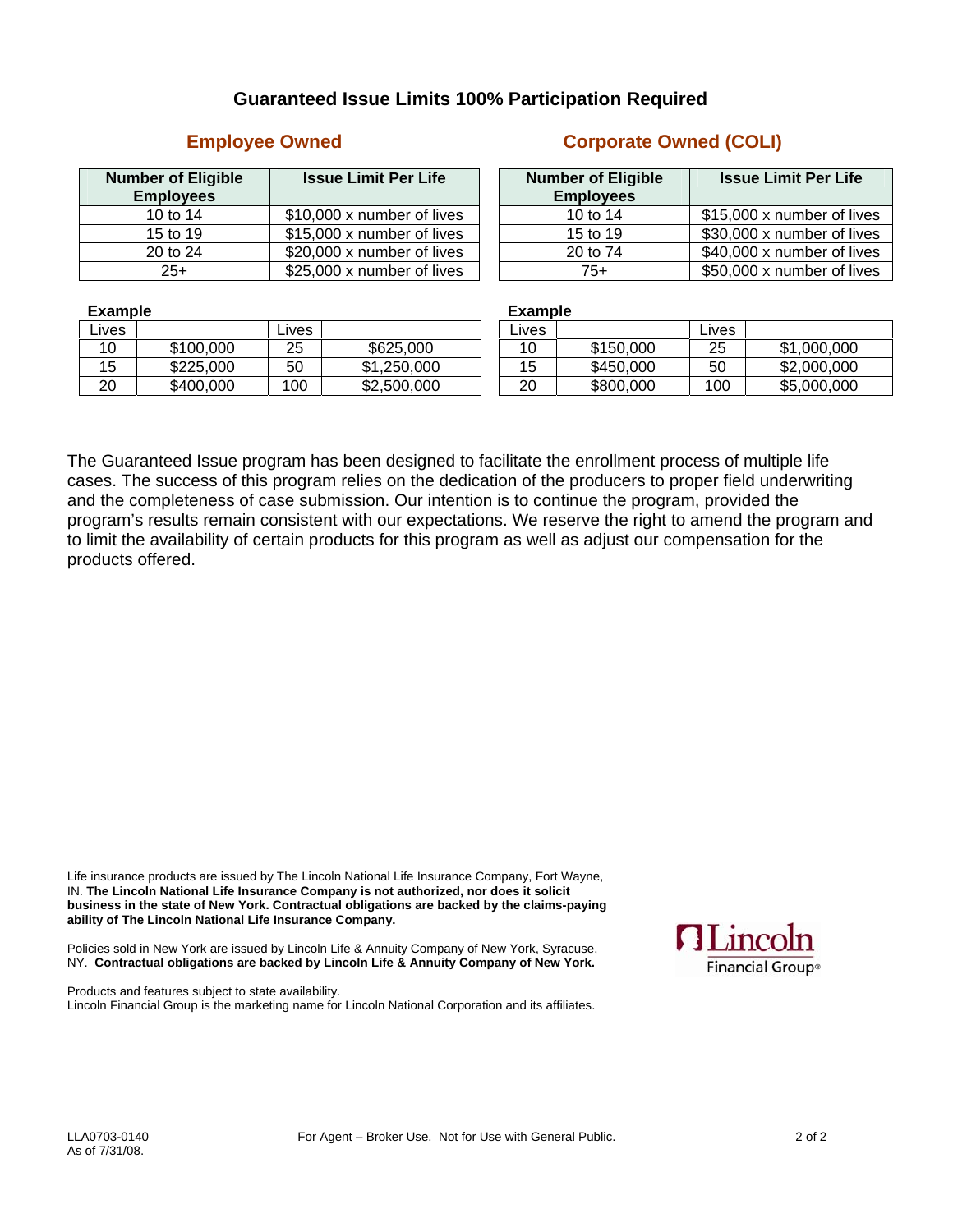# Guaranteed Issue Limits 100% Participation Required

## Employee Owned

| Number of Eligible Employees | Issue Limit Per Life |
|---|---|
| 10 to 14 | $10,000 x number of lives |
| 15 to 19 | $15,000 x number of lives |
| 20 to 24 | $20,000 x number of lives |
| 25+ | $25,000 x number of lives |

**Example**

| Lives | | Lives | |
|---|---|---|---|
| 10 | $100,000 | 25 | $625,000 |
| 15 | $225,000 | 50 | $1,250,000 |
| 20 | $400,000 | 100 | $2,500,000 |

## Corporate Owned (COLI)

| Number of Eligible Employees | Issue Limit Per Life |
|---|---|
| 10 to 14 | $15,000 x number of lives |
| 15 to 19 | $30,000 x number of lives |
| 20 to 74 | $40,000 x number of lives |
| 75+ | $50,000 x number of lives |

**Example**

| Lives | | Lives | |
|---|---|---|---|
| 10 | $150,000 | 25 | $1,000,000 |
| 15 | $450,000 | 50 | $2,000,000 |
| 20 | $800,000 | 100 | $5,000,000 |

The Guaranteed Issue program has been designed to facilitate the enrollment process of multiple life cases. The success of this program relies on the dedication of the producers to proper field underwriting and the completeness of case submission. Our intention is to continue the program, provided the program's results remain consistent with our expectations. We reserve the right to amend the program and to limit the availability of certain products for this program as well as adjust our compensation for the products offered.

Life insurance products are issued by The Lincoln National Life Insurance Company, Fort Wayne, IN. **The Lincoln National Life Insurance Company is not authorized, nor does it solicit business in the state of New York. Contractual obligations are backed by the claims-paying ability of The Lincoln National Life Insurance Company.**

Policies sold in New York are issued by Lincoln Life & Annuity Company of New York, Syracuse, NY. **Contractual obligations are backed by Lincoln Life & Annuity Company of New York.**

Products and features subject to state availability.
Lincoln Financial Group is the marketing name for Lincoln National Corporation and its affiliates.

Lincoln Financial Group®

LLA0703-0140
As of 7/31/08.

For Agent – Broker Use. Not for Use with General Public.